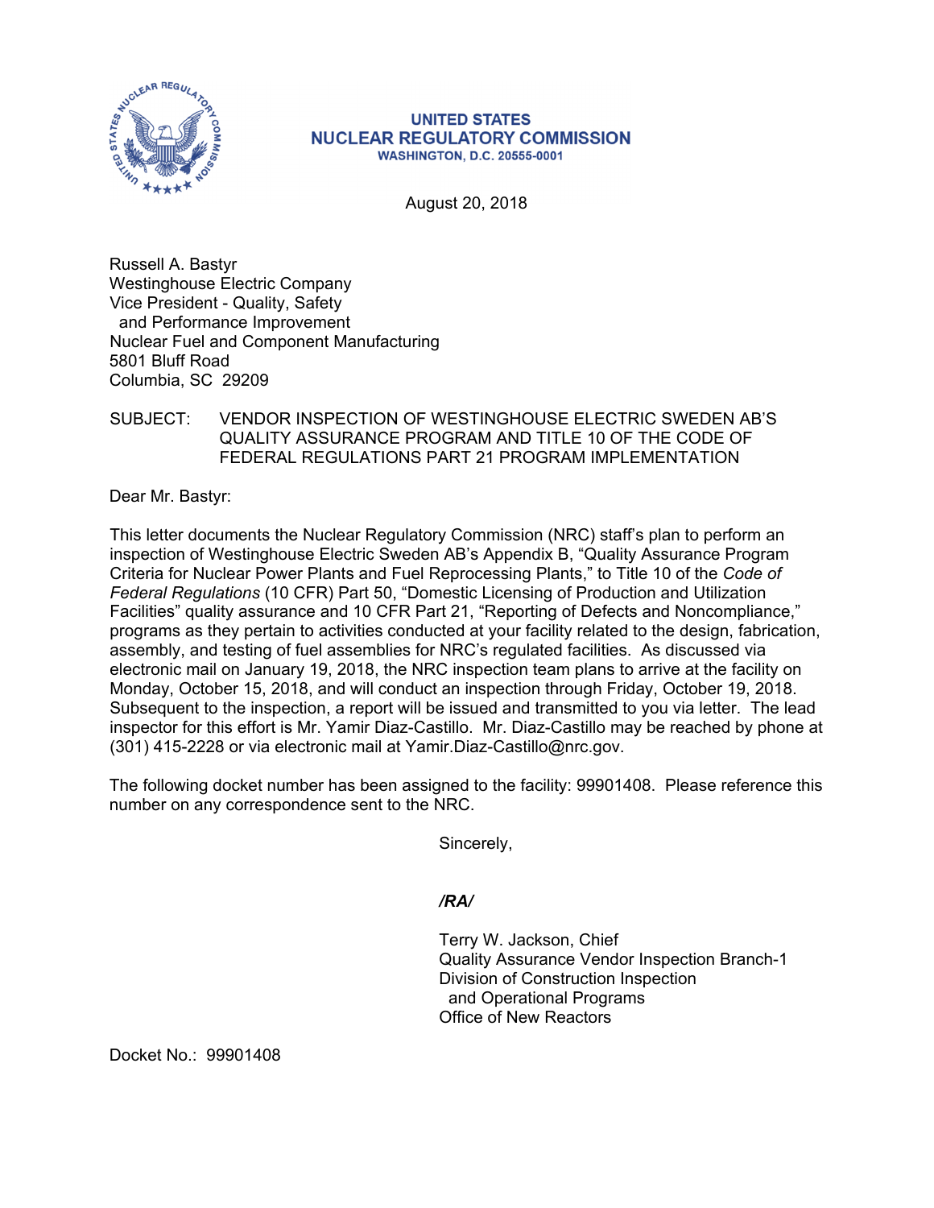UNITED STATES
NUCLEAR REGULATORY COMMISSION
WASHINGTON, D.C. 20555-0001

August 20, 2018

Russell A. Bastyr
Westinghouse Electric Company
Vice President - Quality, Safety
and Performance Improvement
Nuclear Fuel and Component Manufacturing
5801 Bluff Road
Columbia, SC 29209

SUBJECT: VENDOR INSPECTION OF WESTINGHOUSE ELECTRIC SWEDEN AB'S QUALITY ASSURANCE PROGRAM AND TITLE 10 OF THE CODE OF FEDERAL REGULATIONS PART 21 PROGRAM IMPLEMENTATION

Dear Mr. Bastyr:

This letter documents the Nuclear Regulatory Commission (NRC) staff's plan to perform an inspection of Westinghouse Electric Sweden AB's Appendix B, "Quality Assurance Program Criteria for Nuclear Power Plants and Fuel Reprocessing Plants," to Title 10 of the *Code of Federal Regulations* (10 CFR) Part 50, "Domestic Licensing of Production and Utilization Facilities" quality assurance and 10 CFR Part 21, "Reporting of Defects and Noncompliance," programs as they pertain to activities conducted at your facility related to the design, fabrication, assembly, and testing of fuel assemblies for NRC's regulated facilities. As discussed via electronic mail on January 19, 2018, the NRC inspection team plans to arrive at the facility on Monday, October 15, 2018, and will conduct an inspection through Friday, October 19, 2018. Subsequent to the inspection, a report will be issued and transmitted to you via letter. The lead inspector for this effort is Mr. Yamir Diaz-Castillo. Mr. Diaz-Castillo may be reached by phone at (301) 415-2228 or via electronic mail at Yamir.Diaz-Castillo@nrc.gov.

The following docket number has been assigned to the facility: 99901408. Please reference this number on any correspondence sent to the NRC.

Sincerely,

***/RA/***

Terry W. Jackson, Chief
Quality Assurance Vendor Inspection Branch-1
Division of Construction Inspection
and Operational Programs
Office of New Reactors

Docket No.: 99901408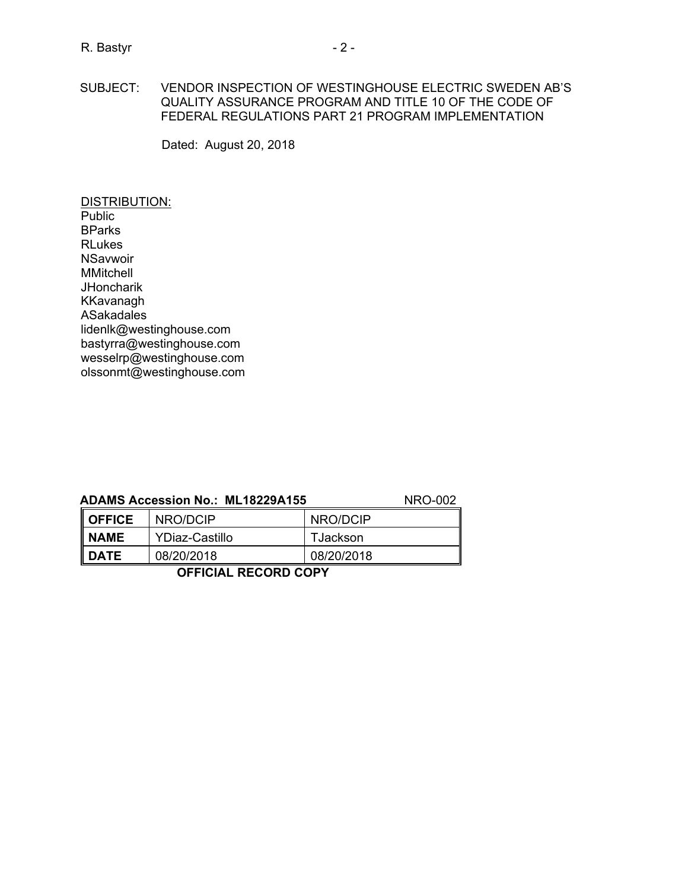SUBJECT: VENDOR INSPECTION OF WESTINGHOUSE ELECTRIC SWEDEN AB'S QUALITY ASSURANCE PROGRAM AND TITLE 10 OF THE CODE OF FEDERAL REGULATIONS PART 21 PROGRAM IMPLEMENTATION

Dated: August 20, 2018

DISTRIBUTION:
Public
BParks
RLukes
NSavwoir
MMitchell
JHoncharik
KKavanagh
ASakadales
lidenlk@westinghouse.com
bastyrra@westinghouse.com
wesselrp@westinghouse.com
olssonmt@westinghouse.com

**ADAMS Accession No.: ML18229A155** NRO-002

| **OFFICE** | NRO/DCIP | NRO/DCIP |
|---|---|---|
| **NAME** | YDiaz-Castillo | TJackson |
| **DATE** | 08/20/2018 | 08/20/2018 |

**OFFICIAL RECORD COPY**